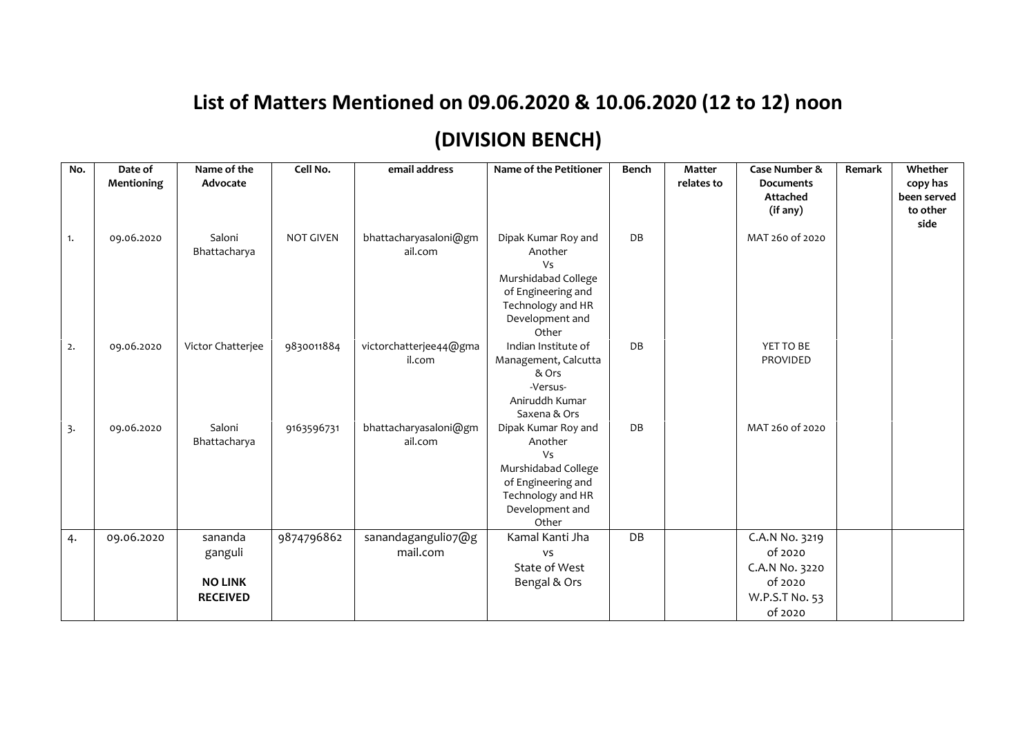# List of Matters Mentioned on 09.06.2020 & 10.06.2020 (12 to 12) noon

# (DIVISION BENCH)

| No. | Date of Mentioning | Name of the Advocate | Cell No. | email address | Name of the Petitioner | Bench | Matter relates to | Case Number & Documents Attached (if any) | Remark | Whether copy has been served to other side |
|---|---|---|---|---|---|---|---|---|---|---|
| 1. | 09.06.2020 | Saloni Bhattacharya | NOT GIVEN | bhattacharyasaloni@gmail.com | Dipak Kumar Roy and Another Vs Murshidabad College of Engineering and Technology and HR Development and Other | DB | | MAT 260 of 2020 | | |
| 2. | 09.06.2020 | Victor Chatterjee | 9830011884 | victorchatterjee44@gmail.com | Indian Institute of Management, Calcutta & Ors -Versus- Aniruddh Kumar Saxena & Ors | DB | | YET TO BE PROVIDED | | |
| 3. | 09.06.2020 | Saloni Bhattacharya | 9163596731 | bhattacharyasaloni@gmail.com | Dipak Kumar Roy and Another Vs Murshidabad College of Engineering and Technology and HR Development and Other | DB | | MAT 260 of 2020 | | |
| 4. | 09.06.2020 | sananda ganguli **NO LINK RECEIVED** | 9874796862 | sanandaganguli07@gmail.com | Kamal Kanti Jha vs State of West Bengal & Ors | DB | | C.A.N No. 3219 of 2020 C.A.N No. 3220 of 2020 W.P.S.T No. 53 of 2020 | | |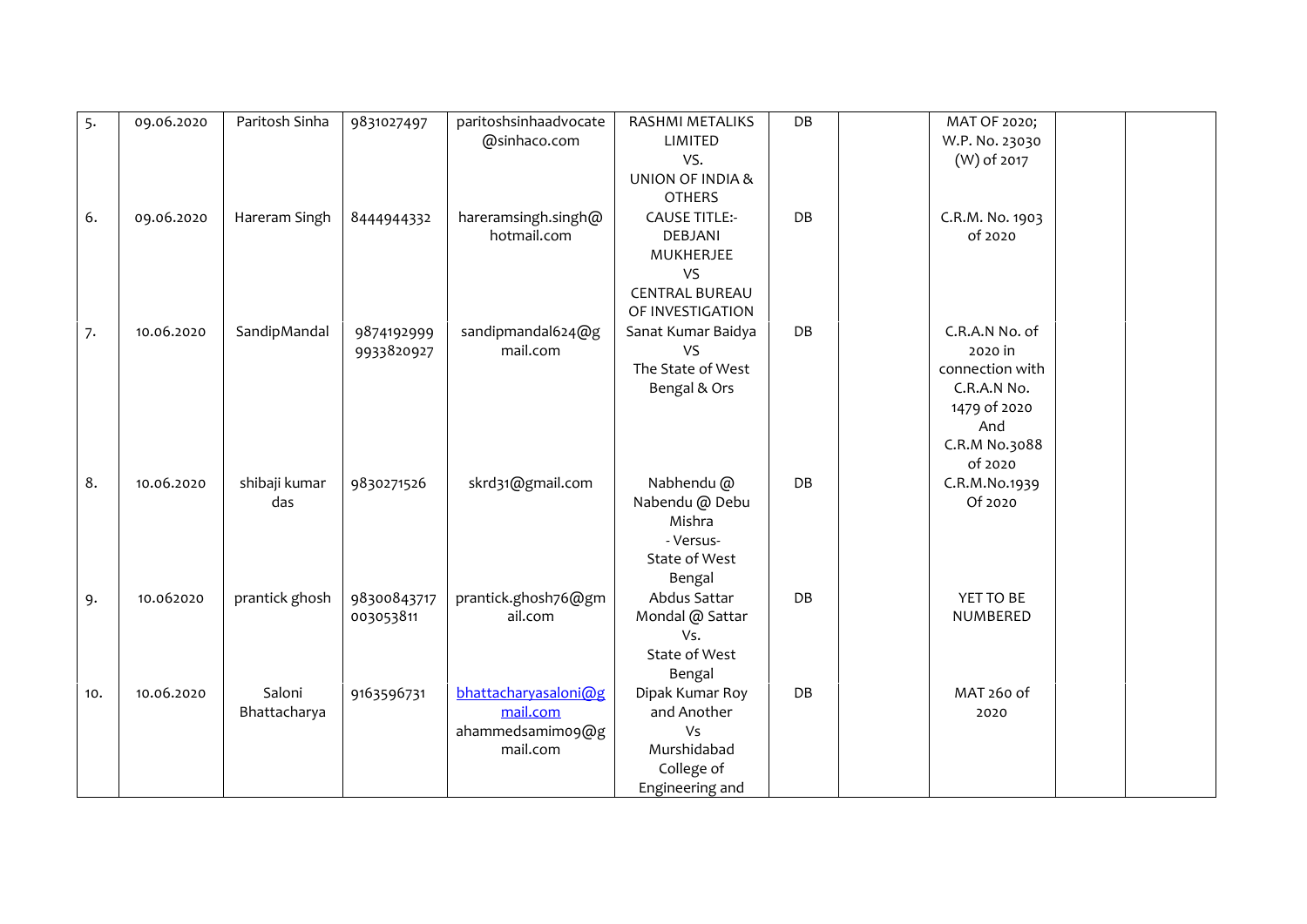| 5. | 09.06.2020 | Paritosh Sinha | 9831027497 | paritoshsinhaadvocate @sinhaco.com | RASHMI METALIKS LIMITED VS. UNION OF INDIA & OTHERS | DB | | MAT OF 2020; W.P. No. 23030 (W) of 2017 | | |
|---|---|---|---|---|---|---|---|---|---|---|
| 6. | 09.06.2020 | Hareram Singh | 8444944332 | hareramsingh.singh@ hotmail.com | CAUSE TITLE:- DEBJANI MUKHERJEE VS CENTRAL BUREAU OF INVESTIGATION | DB | | C.R.M. No. 1903 of 2020 | | |
| 7. | 10.06.2020 | SandipMandal | 9874192999 9933820927 | sandipmandal624@g mail.com | Sanat Kumar Baidya VS The State of West Bengal & Ors | DB | | C.R.A.N No. of 2020 in connection with C.R.A.N No. 1479 of 2020 And C.R.M No.3088 of 2020 | | |
| 8. | 10.06.2020 | shibaji kumar das | 9830271526 | skrd31@gmail.com | Nabhendu @ Nabendu @ Debu Mishra - Versus- State of West Bengal | DB | | C.R.M.No.1939 Of 2020 | | |
| 9. | 10.062020 | prantick ghosh | 98300843717 003053811 | prantick.ghosh76@gm ail.com | Abdus Sattar Mondal @ Sattar Vs. State of West Bengal | DB | | YET TO BE NUMBERED | | |
| 10. | 10.06.2020 | Saloni Bhattacharya | 9163596731 | bhattacharyasaloni@g mail.com ahammedsamim09@g mail.com | Dipak Kumar Roy and Another Vs Murshidabad College of Engineering and | DB | | MAT 260 of 2020 | | |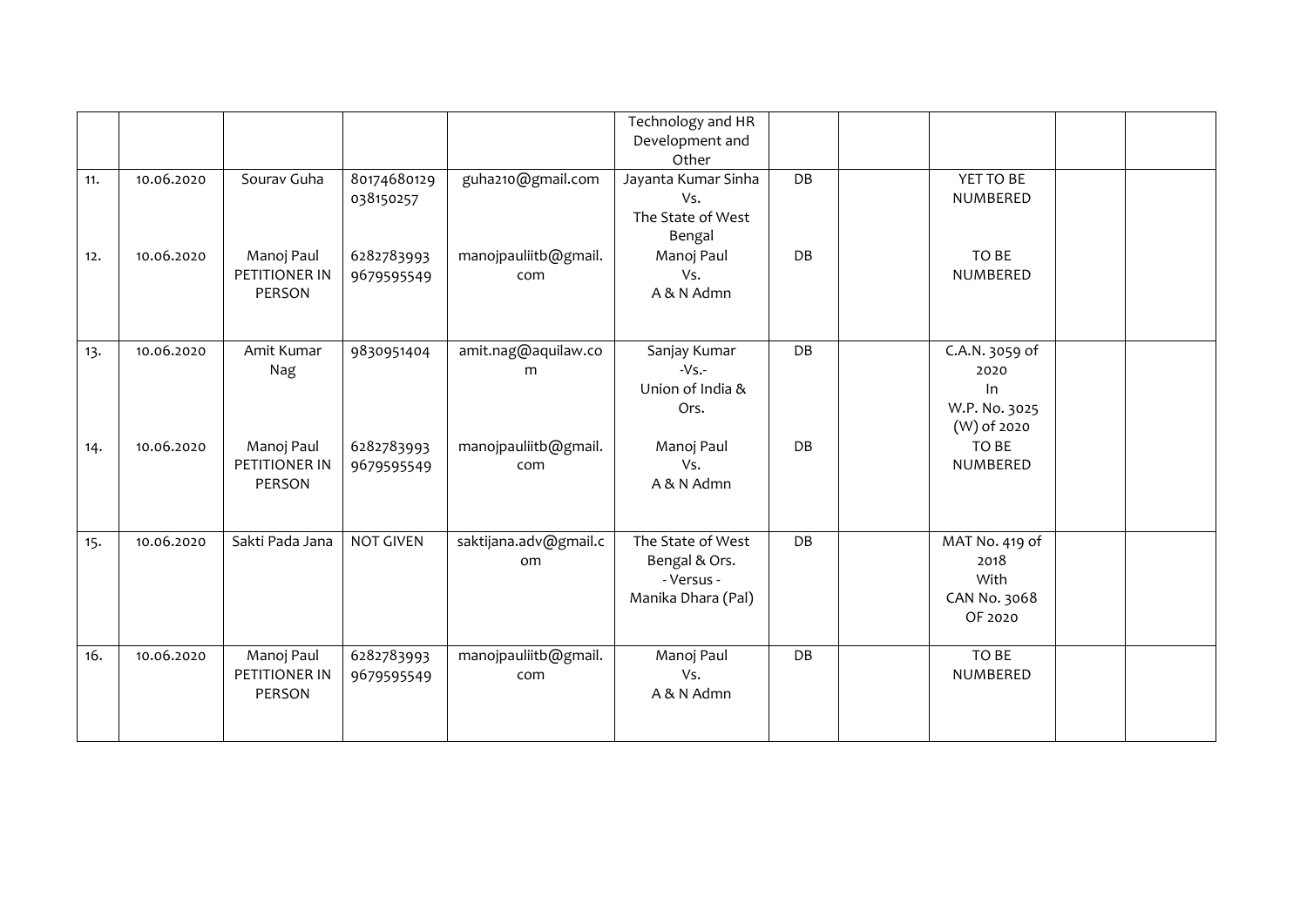|  |  |  |  |  | Technology and HR Development and Other |  |  |  |  |  |
|---|---|---|---|---|---|---|---|---|---|---|
| 11. | 10.06.2020 | Sourav Guha | 80174680129 038150257 | guha210@gmail.com | Jayanta Kumar Sinha Vs. The State of West Bengal | DB |  | YET TO BE NUMBERED |  |  |
| 12. | 10.06.2020 | Manoj Paul PETITIONER IN PERSON | 6282783993 9679595549 | manojpauliitb@gmail.com | Manoj Paul Vs. A & N Admn | DB |  | TO BE NUMBERED |  |  |
| 13. | 10.06.2020 | Amit Kumar Nag | 9830951404 | amit.nag@aquilaw.com | Sanjay Kumar -Vs.- Union of India & Ors. | DB |  | C.A.N. 3059 of 2020 In W.P. No. 3025 (W) of 2020 |  |  |
| 14. | 10.06.2020 | Manoj Paul PETITIONER IN PERSON | 6282783993 9679595549 | manojpauliitb@gmail.com | Manoj Paul Vs. A & N Admn | DB |  | TO BE NUMBERED |  |  |
| 15. | 10.06.2020 | Sakti Pada Jana | NOT GIVEN | saktijana.adv@gmail.com | The State of West Bengal & Ors. - Versus - Manika Dhara (Pal) | DB |  | MAT No. 419 of 2018 With CAN No. 3068 OF 2020 |  |  |
| 16. | 10.06.2020 | Manoj Paul PETITIONER IN PERSON | 6282783993 9679595549 | manojpauliitb@gmail.com | Manoj Paul Vs. A & N Admn | DB |  | TO BE NUMBERED |  |  |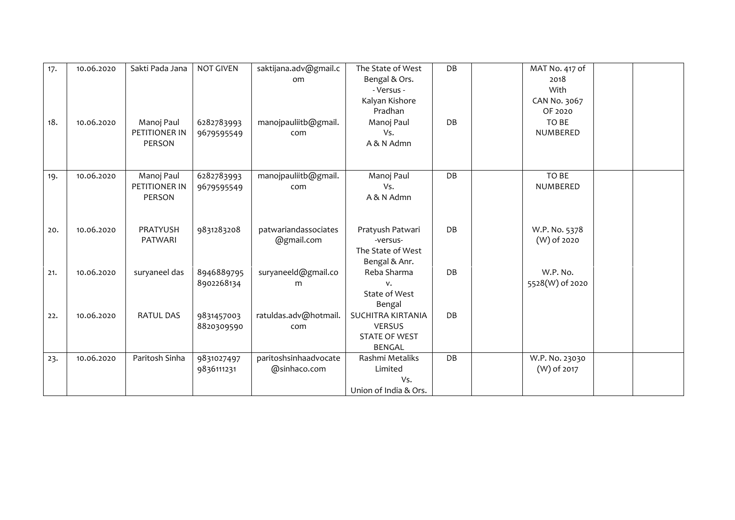| 17. | 10.06.2020 | Sakti Pada Jana | NOT GIVEN | saktijana.adv@gmail.com | The State of West Bengal & Ors. - Versus - Kalyan Kishore Pradhan | DB | | MAT No. 417 of 2018 With CAN No. 3067 OF 2020 | | |
|---|---|---|---|---|---|---|---|---|---|---|
| 18. | 10.06.2020 | Manoj Paul PETITIONER IN PERSON | 6282783993 9679595549 | manojpauliitb@gmail.com | Manoj Paul Vs. A & N Admn | DB | | TO BE NUMBERED | | |
| 19. | 10.06.2020 | Manoj Paul PETITIONER IN PERSON | 6282783993 9679595549 | manojpauliitb@gmail.com | Manoj Paul Vs. A & N Admn | DB | | TO BE NUMBERED | | |
| 20. | 10.06.2020 | PRATYUSH PATWARI | 9831283208 | patwariandassociates@gmail.com | Pratyush Patwari -versus- The State of West Bengal & Anr. | DB | | W.P. No. 5378 (W) of 2020 | | |
| 21. | 10.06.2020 | suryaneel das | 8946889795 8902268134 | suryaneeld@gmail.com | Reba Sharma v. State of West Bengal | DB | | W.P. No. 5528(W) of 2020 | | |
| 22. | 10.06.2020 | RATUL DAS | 9831457003 8820309590 | ratuldas.adv@hotmail.com | SUCHITRA KIRTANIA VERSUS STATE OF WEST BENGAL | DB | | | | |
| 23. | 10.06.2020 | Paritosh Sinha | 9831027497 9836111231 | paritoshsinhaadvocate@sinhaco.com | Rashmi Metaliks Limited Vs. Union of India & Ors. | DB | | W.P. No. 23030 (W) of 2017 | | |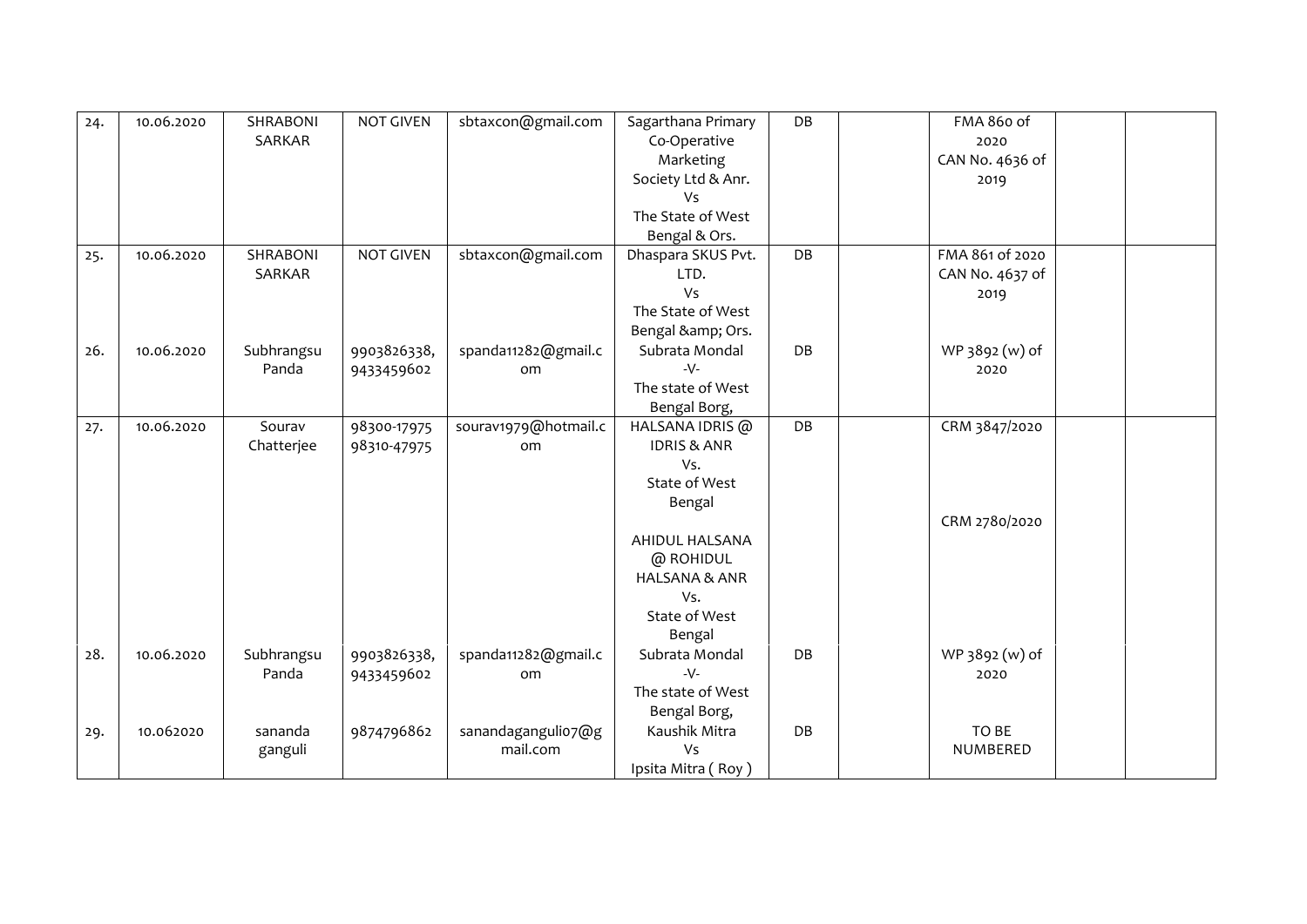| 24. | 10.06.2020 | SHRABONI SARKAR | NOT GIVEN | sbtaxcon@gmail.com | Sagarthana Primary Co-Operative Marketing Society Ltd & Anr. Vs The State of West Bengal & Ors. | DB | | FMA 860 of 2020 CAN No. 4636 of 2019 | | |
|---|---|---|---|---|---|---|---|---|---|---|
| 25. | 10.06.2020 | SHRABONI SARKAR | NOT GIVEN | sbtaxcon@gmail.com | Dhaspara SKUS Pvt. LTD. Vs The State of West Bengal &amp; Ors. | DB | | FMA 861 of 2020 CAN No. 4637 of 2019 | | |
| 26. | 10.06.2020 | Subhrangsu Panda | 9903826338, 9433459602 | spanda11282@gmail.com | Subrata Mondal -V- The state of West Bengal Borg, | DB | | WP 3892 (w) of 2020 | | |
| 27. | 10.06.2020 | Sourav Chatterjee | 98300-17975 98310-47975 | sourav1979@hotmail.com | HALSANA IDRIS @ IDRIS & ANR Vs. State of West Bengal<br><br>AHIDUL HALSANA @ ROHIDUL HALSANA & ANR Vs. State of West Bengal | DB | | CRM 3847/2020<br><br>CRM 2780/2020 | | |
| 28. | 10.06.2020 | Subhrangsu Panda | 9903826338, 9433459602 | spanda11282@gmail.com | Subrata Mondal -V- The state of West Bengal Borg, | DB | | WP 3892 (w) of 2020 | | |
| 29. | 10.062020 | sananda ganguli | 9874796862 | sanandaganguli07@gmail.com | Kaushik Mitra Vs Ipsita Mitra ( Roy ) | DB | | TO BE NUMBERED | | |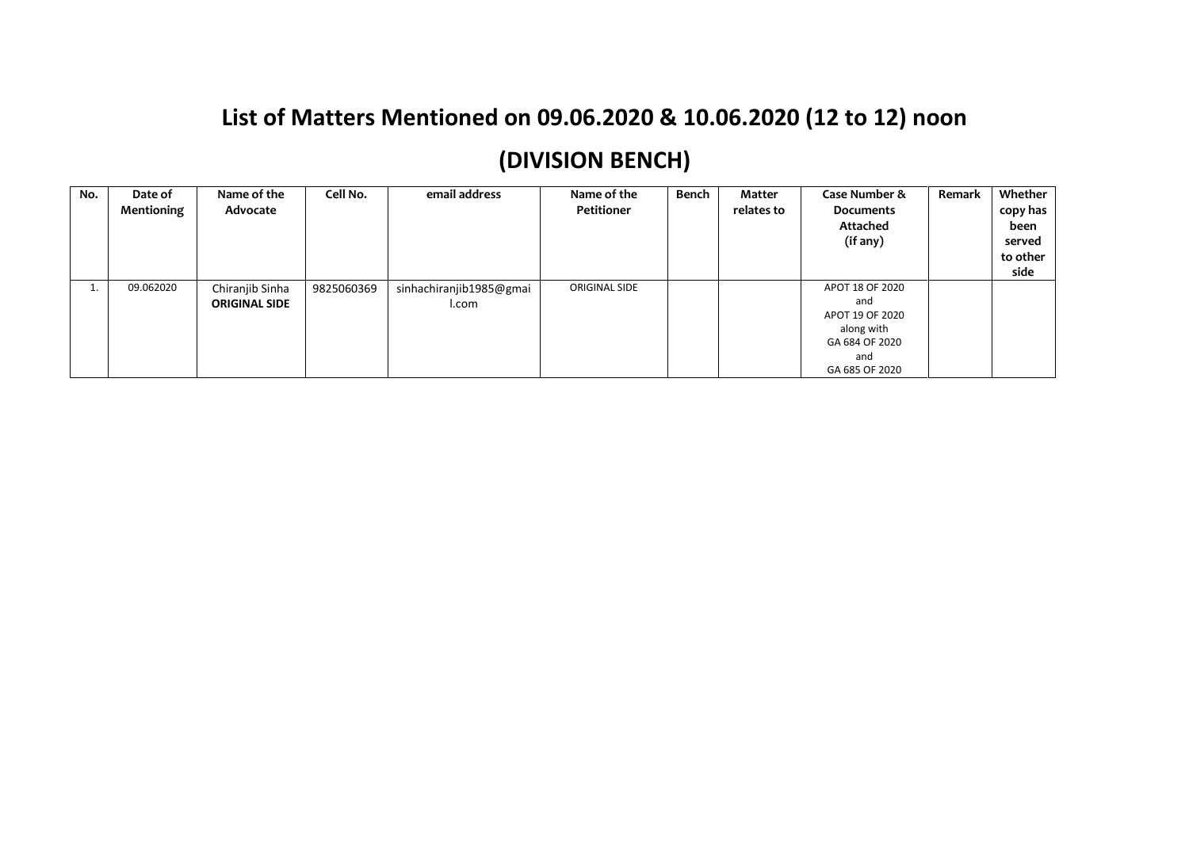# List of Matters Mentioned on 09.06.2020 & 10.06.2020 (12 to 12) noon

## (DIVISION BENCH)

| No. | Date of Mentioning | Name of the Advocate | Cell No. | email address | Name of the Petitioner | Bench | Matter relates to | Case Number & Documents Attached (if any) | Remark | Whether copy has been served to other side |
|---|---|---|---|---|---|---|---|---|---|---|
| 1. | 09.062020 | Chiranjib Sinha **ORIGINAL SIDE** | 9825060369 | sinhachiranjib1985@gmail.com | ORIGINAL SIDE | | | APOT 18 OF 2020 and APOT 19 OF 2020 along with GA 684 OF 2020 and GA 685 OF 2020 | | |